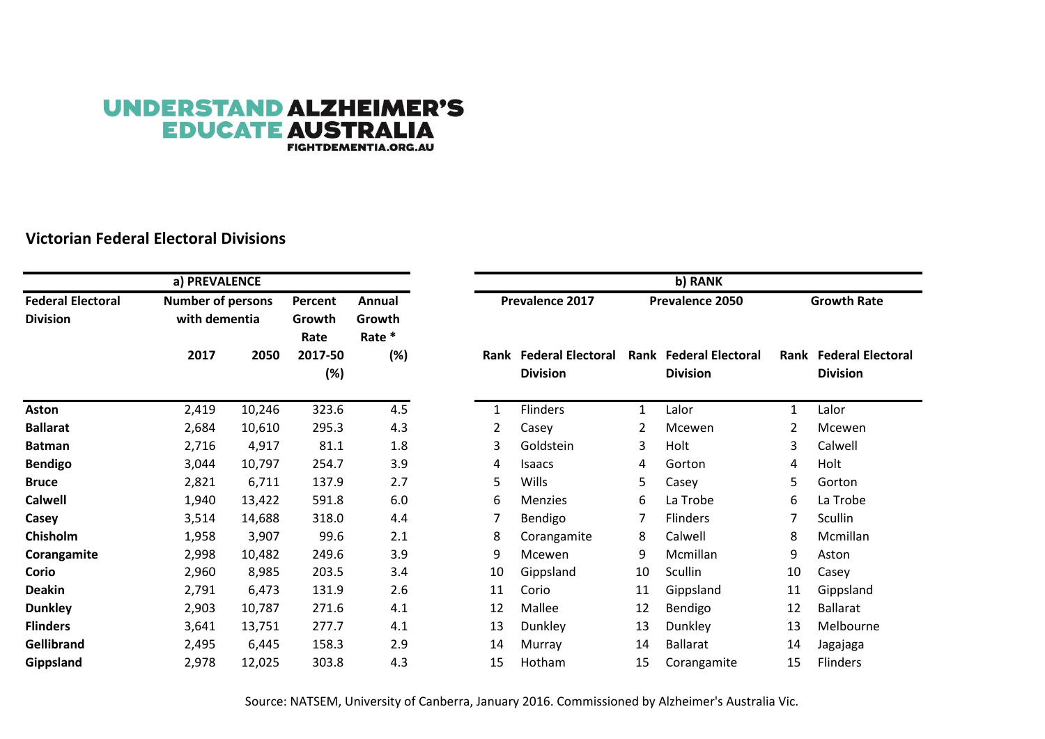UNDERSTAND ALZHEIMER'S
EDUCATE AUSTRALIA
FIGHTDEMENTIA.ORG.AU

## Victorian Federal Electoral Divisions

| a) PREVALENCE | | | | |
|---|---|---|---|---|
| **Federal Electoral Division** | **Number of persons with dementia** | | **Percent Growth Rate** | **Annual Growth Rate \*** |
| | **2017** | **2050** | **2017-50 (%)** | **(%)** |
| **Aston** | 2,419 | 10,246 | 323.6 | 4.5 |
| **Ballarat** | 2,684 | 10,610 | 295.3 | 4.3 |
| **Batman** | 2,716 | 4,917 | 81.1 | 1.8 |
| **Bendigo** | 3,044 | 10,797 | 254.7 | 3.9 |
| **Bruce** | 2,821 | 6,711 | 137.9 | 2.7 |
| **Calwell** | 1,940 | 13,422 | 591.8 | 6.0 |
| **Casey** | 3,514 | 14,688 | 318.0 | 4.4 |
| **Chisholm** | 1,958 | 3,907 | 99.6 | 2.1 |
| **Corangamite** | 2,998 | 10,482 | 249.6 | 3.9 |
| **Corio** | 2,960 | 8,985 | 203.5 | 3.4 |
| **Deakin** | 2,791 | 6,473 | 131.9 | 2.6 |
| **Dunkley** | 2,903 | 10,787 | 271.6 | 4.1 |
| **Flinders** | 3,641 | 13,751 | 277.7 | 4.1 |
| **Gellibrand** | 2,495 | 6,445 | 158.3 | 2.9 |
| **Gippsland** | 2,978 | 12,025 | 303.8 | 4.3 |

| b) RANK | | | | | |
|---|---|---|---|---|---|
| **Prevalence 2017** | | **Prevalence 2050** | | **Growth Rate** | |
| **Rank** | **Federal Electoral Division** | **Rank** | **Federal Electoral Division** | **Rank** | **Federal Electoral Division** |
| 1 | Flinders | 1 | Lalor | 1 | Lalor |
| 2 | Casey | 2 | Mcewen | 2 | Mcewen |
| 3 | Goldstein | 3 | Holt | 3 | Calwell |
| 4 | Isaacs | 4 | Gorton | 4 | Holt |
| 5 | Wills | 5 | Casey | 5 | Gorton |
| 6 | Menzies | 6 | La Trobe | 6 | La Trobe |
| 7 | Bendigo | 7 | Flinders | 7 | Scullin |
| 8 | Corangamite | 8 | Calwell | 8 | Mcmillan |
| 9 | Mcewen | 9 | Mcmillan | 9 | Aston |
| 10 | Gippsland | 10 | Scullin | 10 | Casey |
| 11 | Corio | 11 | Gippsland | 11 | Gippsland |
| 12 | Mallee | 12 | Bendigo | 12 | Ballarat |
| 13 | Dunkley | 13 | Dunkley | 13 | Melbourne |
| 14 | Murray | 14 | Ballarat | 14 | Jagajaga |
| 15 | Hotham | 15 | Corangamite | 15 | Flinders |

Source: NATSEM, University of Canberra, January 2016. Commissioned by Alzheimer's Australia Vic.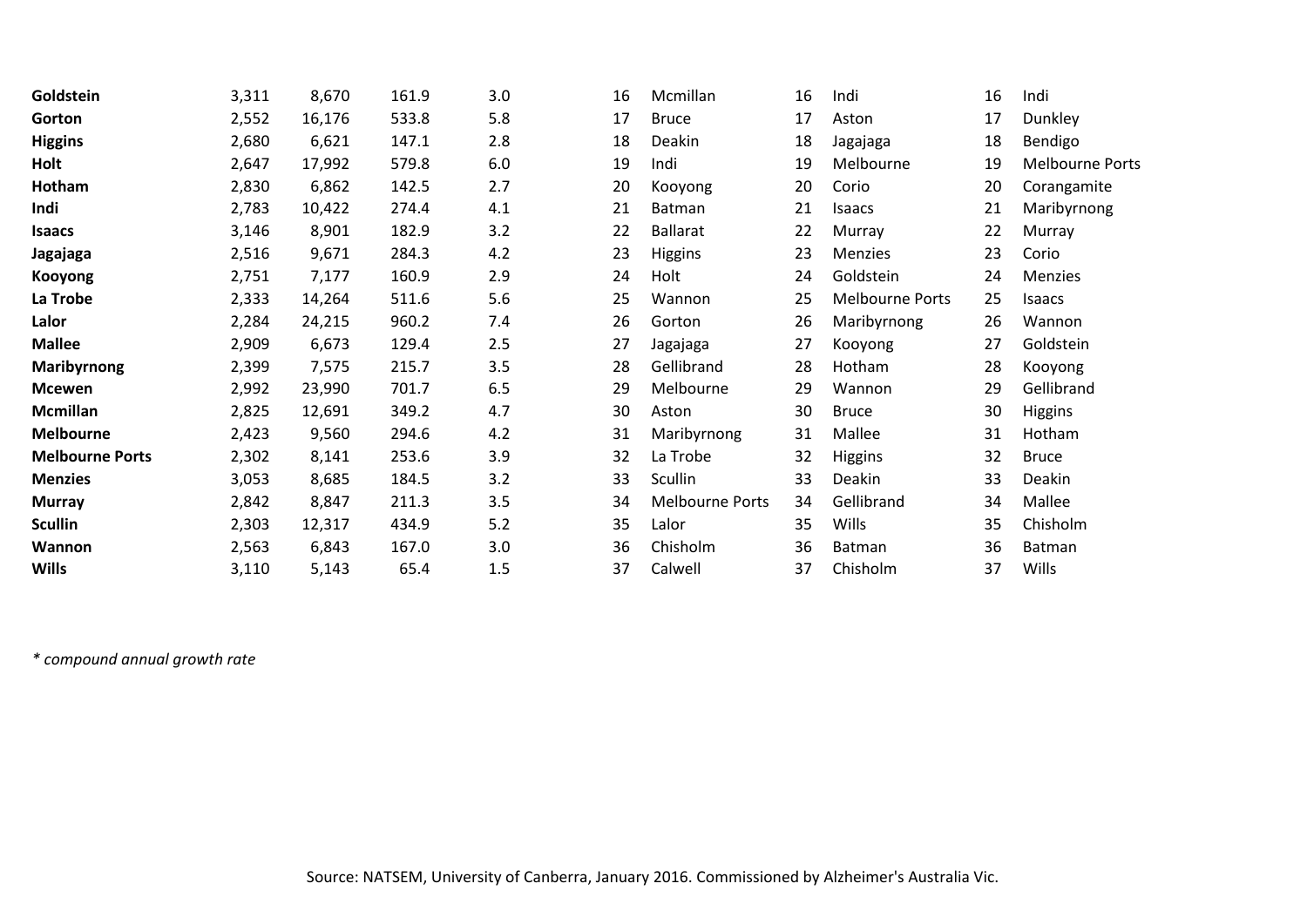| | | | | | | | | | | |
|---|---|---|---|---|---|---|---|---|---|---|
| **Goldstein** | 3,311 | 8,670 | 161.9 | 3.0 | 16 | Mcmillan | 16 | Indi | 16 | Indi |
| **Gorton** | 2,552 | 16,176 | 533.8 | 5.8 | 17 | Bruce | 17 | Aston | 17 | Dunkley |
| **Higgins** | 2,680 | 6,621 | 147.1 | 2.8 | 18 | Deakin | 18 | Jagajaga | 18 | Bendigo |
| **Holt** | 2,647 | 17,992 | 579.8 | 6.0 | 19 | Indi | 19 | Melbourne | 19 | Melbourne Ports |
| **Hotham** | 2,830 | 6,862 | 142.5 | 2.7 | 20 | Kooyong | 20 | Corio | 20 | Corangamite |
| **Indi** | 2,783 | 10,422 | 274.4 | 4.1 | 21 | Batman | 21 | Isaacs | 21 | Maribyrnong |
| **Isaacs** | 3,146 | 8,901 | 182.9 | 3.2 | 22 | Ballarat | 22 | Murray | 22 | Murray |
| **Jagajaga** | 2,516 | 9,671 | 284.3 | 4.2 | 23 | Higgins | 23 | Menzies | 23 | Corio |
| **Kooyong** | 2,751 | 7,177 | 160.9 | 2.9 | 24 | Holt | 24 | Goldstein | 24 | Menzies |
| **La Trobe** | 2,333 | 14,264 | 511.6 | 5.6 | 25 | Wannon | 25 | Melbourne Ports | 25 | Isaacs |
| **Lalor** | 2,284 | 24,215 | 960.2 | 7.4 | 26 | Gorton | 26 | Maribyrnong | 26 | Wannon |
| **Mallee** | 2,909 | 6,673 | 129.4 | 2.5 | 27 | Jagajaga | 27 | Kooyong | 27 | Goldstein |
| **Maribyrnong** | 2,399 | 7,575 | 215.7 | 3.5 | 28 | Gellibrand | 28 | Hotham | 28 | Kooyong |
| **Mcewen** | 2,992 | 23,990 | 701.7 | 6.5 | 29 | Melbourne | 29 | Wannon | 29 | Gellibrand |
| **Mcmillan** | 2,825 | 12,691 | 349.2 | 4.7 | 30 | Aston | 30 | Bruce | 30 | Higgins |
| **Melbourne** | 2,423 | 9,560 | 294.6 | 4.2 | 31 | Maribyrnong | 31 | Mallee | 31 | Hotham |
| **Melbourne Ports** | 2,302 | 8,141 | 253.6 | 3.9 | 32 | La Trobe | 32 | Higgins | 32 | Bruce |
| **Menzies** | 3,053 | 8,685 | 184.5 | 3.2 | 33 | Scullin | 33 | Deakin | 33 | Deakin |
| **Murray** | 2,842 | 8,847 | 211.3 | 3.5 | 34 | Melbourne Ports | 34 | Gellibrand | 34 | Mallee |
| **Scullin** | 2,303 | 12,317 | 434.9 | 5.2 | 35 | Lalor | 35 | Wills | 35 | Chisholm |
| **Wannon** | 2,563 | 6,843 | 167.0 | 3.0 | 36 | Chisholm | 36 | Batman | 36 | Batman |
| **Wills** | 3,110 | 5,143 | 65.4 | 1.5 | 37 | Calwell | 37 | Chisholm | 37 | Wills |

*\* compound annual growth rate*

Source: NATSEM, University of Canberra, January 2016. Commissioned by Alzheimer's Australia Vic.